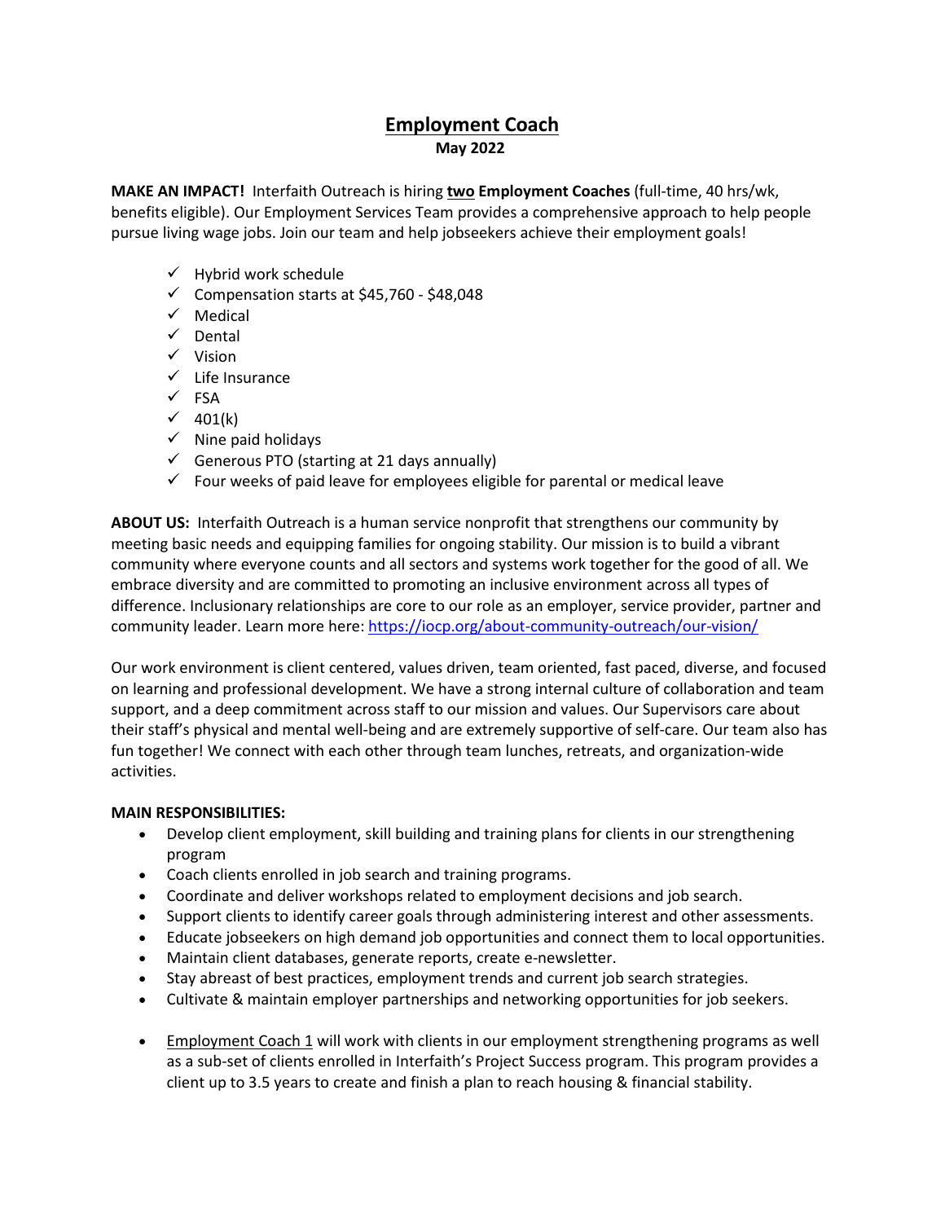# Employment Coach

**May 2022**

**MAKE AN IMPACT!** Interfaith Outreach is hiring **two Employment Coaches** (full-time, 40 hrs/wk, benefits eligible). Our Employment Services Team provides a comprehensive approach to help people pursue living wage jobs. Join our team and help jobseekers achieve their employment goals!

- ✓ Hybrid work schedule
- ✓ Compensation starts at $45,760 - $48,048
- ✓ Medical
- ✓ Dental
- ✓ Vision
- ✓ Life Insurance
- ✓ FSA
- ✓ 401(k)
- ✓ Nine paid holidays
- ✓ Generous PTO (starting at 21 days annually)
- ✓ Four weeks of paid leave for employees eligible for parental or medical leave

**ABOUT US:** Interfaith Outreach is a human service nonprofit that strengthens our community by meeting basic needs and equipping families for ongoing stability. Our mission is to build a vibrant community where everyone counts and all sectors and systems work together for the good of all. We embrace diversity and are committed to promoting an inclusive environment across all types of difference. Inclusionary relationships are core to our role as an employer, service provider, partner and community leader. Learn more here: https://iocp.org/about-community-outreach/our-vision/

Our work environment is client centered, values driven, team oriented, fast paced, diverse, and focused on learning and professional development. We have a strong internal culture of collaboration and team support, and a deep commitment across staff to our mission and values. Our Supervisors care about their staff's physical and mental well-being and are extremely supportive of self-care. Our team also has fun together! We connect with each other through team lunches, retreats, and organization-wide activities.

**MAIN RESPONSIBILITIES:**

- Develop client employment, skill building and training plans for clients in our strengthening program
- Coach clients enrolled in job search and training programs.
- Coordinate and deliver workshops related to employment decisions and job search.
- Support clients to identify career goals through administering interest and other assessments.
- Educate jobseekers on high demand job opportunities and connect them to local opportunities.
- Maintain client databases, generate reports, create e-newsletter.
- Stay abreast of best practices, employment trends and current job search strategies.
- Cultivate & maintain employer partnerships and networking opportunities for job seekers.

- Employment Coach 1 will work with clients in our employment strengthening programs as well as a sub-set of clients enrolled in Interfaith's Project Success program. This program provides a client up to 3.5 years to create and finish a plan to reach housing & financial stability.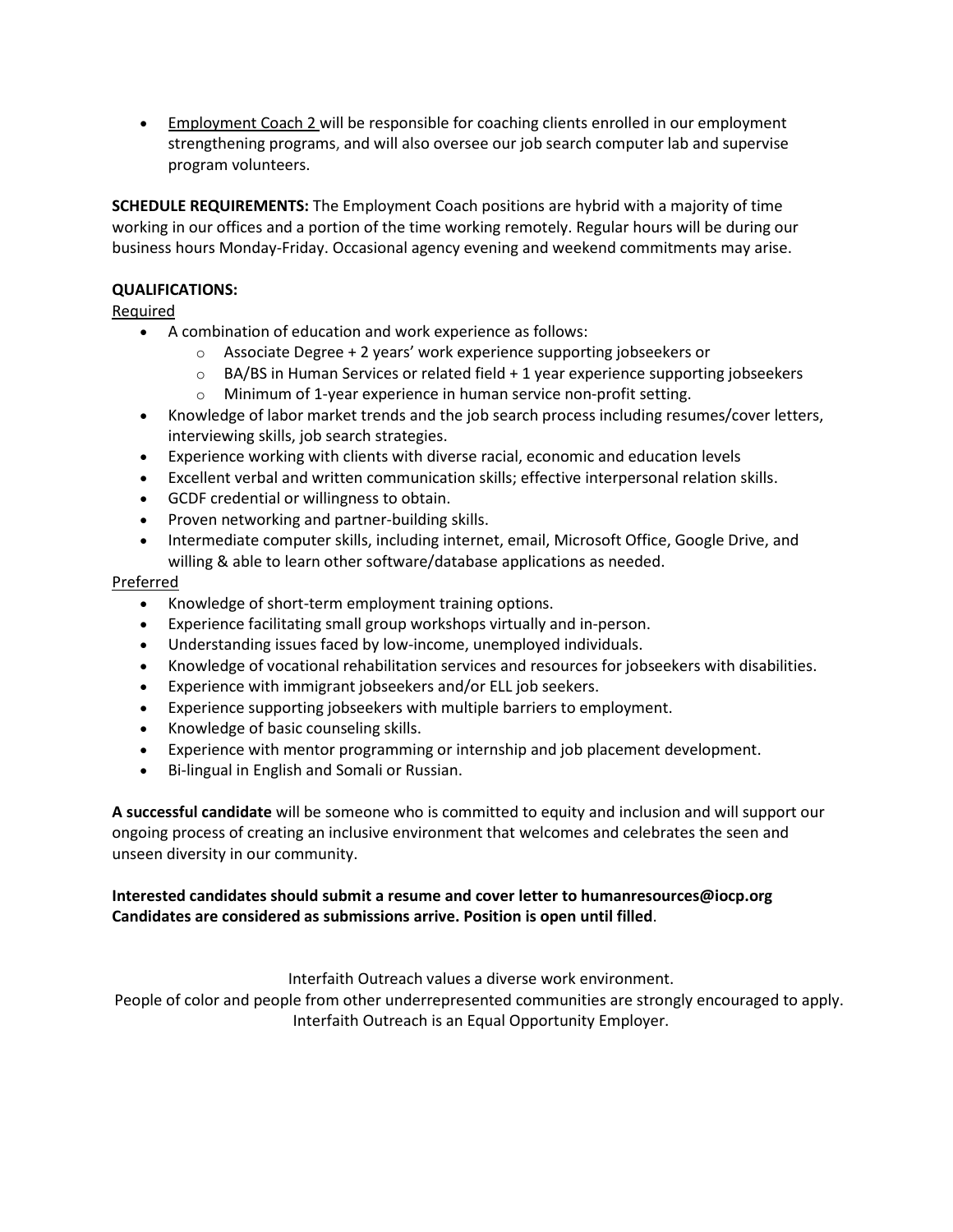- <u>Employment Coach 2</u> will be responsible for coaching clients enrolled in our employment strengthening programs, and will also oversee our job search computer lab and supervise program volunteers.

**SCHEDULE REQUIREMENTS:** The Employment Coach positions are hybrid with a majority of time working in our offices and a portion of the time working remotely. Regular hours will be during our business hours Monday-Friday. Occasional agency evening and weekend commitments may arise.

**QUALIFICATIONS:**

<u>Required</u>

- A combination of education and work experience as follows:
  - Associate Degree + 2 years' work experience supporting jobseekers or
  - BA/BS in Human Services or related field + 1 year experience supporting jobseekers
  - Minimum of 1-year experience in human service non-profit setting.
- Knowledge of labor market trends and the job search process including resumes/cover letters, interviewing skills, job search strategies.
- Experience working with clients with diverse racial, economic and education levels
- Excellent verbal and written communication skills; effective interpersonal relation skills.
- GCDF credential or willingness to obtain.
- Proven networking and partner-building skills.
- Intermediate computer skills, including internet, email, Microsoft Office, Google Drive, and willing & able to learn other software/database applications as needed.

<u>Preferred</u>

- Knowledge of short-term employment training options.
- Experience facilitating small group workshops virtually and in-person.
- Understanding issues faced by low-income, unemployed individuals.
- Knowledge of vocational rehabilitation services and resources for jobseekers with disabilities.
- Experience with immigrant jobseekers and/or ELL job seekers.
- Experience supporting jobseekers with multiple barriers to employment.
- Knowledge of basic counseling skills.
- Experience with mentor programming or internship and job placement development.
- Bi-lingual in English and Somali or Russian.

**A successful candidate** will be someone who is committed to equity and inclusion and will support our ongoing process of creating an inclusive environment that welcomes and celebrates the seen and unseen diversity in our community.

**Interested candidates should submit a resume and cover letter to humanresources@iocp.org**
**Candidates are considered as submissions arrive. Position is open until filled.**

Interfaith Outreach values a diverse work environment.
People of color and people from other underrepresented communities are strongly encouraged to apply.
Interfaith Outreach is an Equal Opportunity Employer.